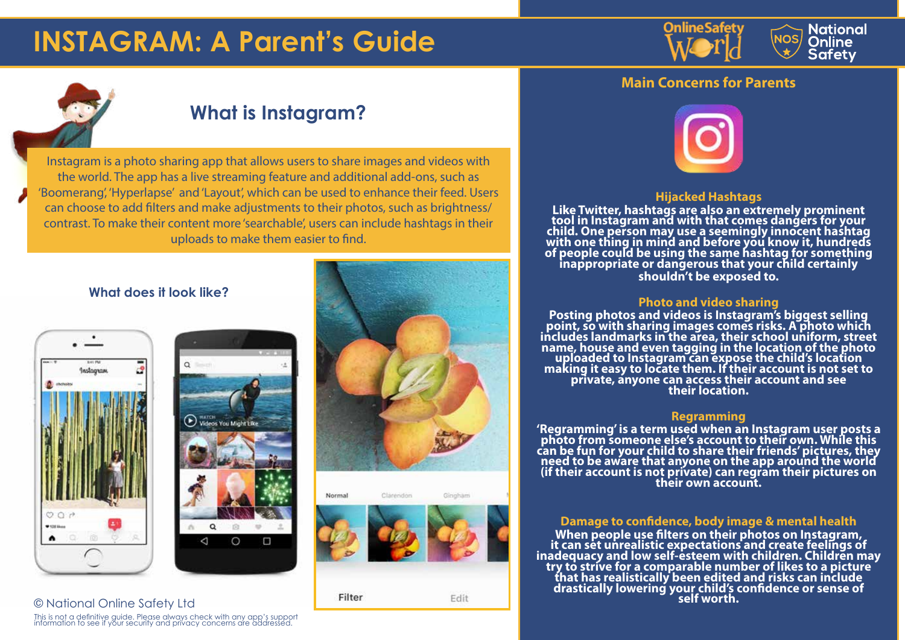# INSTAGRAM: A Parent's Guide

## What is Instagram?

Instagram is a photo sharing app that allows users to share images and videos with the world. The app has a live streaming feature and additional add-ons, such as 'Boomerang', 'Hyperlapse' and 'Layout', which can be used to enhance their feed. Users can choose to add filters and make adjustments to their photos, such as brightness/contrast. To make their content more 'searchable', users can include hashtags in their uploads to make them easier to find.

### What does it look like?

© National Online Safety Ltd

This is not a definitive guide. Please always check with any app's support information to see if your security and privacy concerns are addressed.

## Main Concerns for Parents

### Hijacked Hashtags

Like Twitter, hashtags are also an extremely prominent tool in Instagram and with that comes dangers for your child. One person may use a seemingly innocent hashtag with one thing in mind and before you know it, hundreds of people could be using the same hashtag for something inappropriate or dangerous that your child certainly shouldn't be exposed to.

### Photo and video sharing

Posting photos and videos is Instagram's biggest selling point, so with sharing images comes risks. A photo which includes landmarks in the area, their school uniform, street name, house and even tagging in the location of the photo uploaded to Instagram can expose the child's location making it easy to locate them. If their account is not set to private, anyone can access their account and see their location.

### Regramming

'Regramming' is a term used when an Instagram user posts a photo from someone else's account to their own. While this can be fun for your child to share their friends' pictures, they need to be aware that anyone on the app around the world (if their account is not private) can regram their pictures on their own account.

### Damage to confidence, body image & mental health

When people use filters on their photos on Instagram, it can set unrealistic expectations and create feelings of inadequacy and low self-esteem with children. Children may try to strive for a comparable number of likes to a picture that has realistically been edited and risks can include drastically lowering your child's confidence or sense of self worth.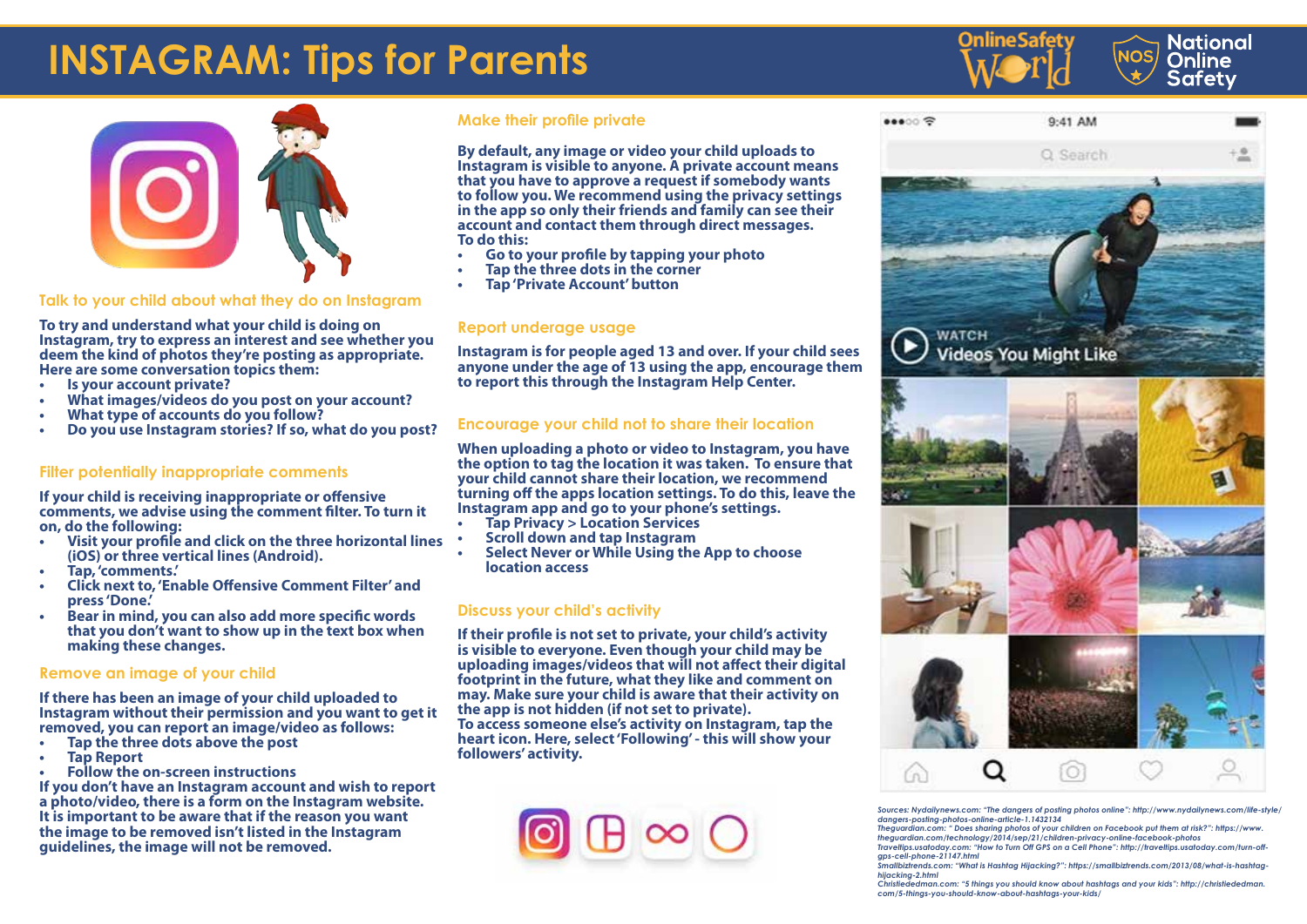# INSTAGRAM: Tips for Parents

## Talk to your child about what they do on Instagram

**To try and understand what your child is doing on Instagram, try to express an interest and see whether you deem the kind of photos they're posting as appropriate. Here are some conversation topics them:**

- **Is your account private?**
- **What images/videos do you post on your account?**
- **What type of accounts do you follow?**
- **Do you use Instagram stories? If so, what do you post?**

## Filter potentially inappropriate comments

**If your child is receiving inappropriate or offensive comments, we advise using the comment filter. To turn it on, do the following:**

- **Visit your profile and click on the three horizontal lines (iOS) or three vertical lines (Android).**
- **Tap, 'comments.'**
- **Click next to, 'Enable Offensive Comment Filter' and press 'Done.'**
- **Bear in mind, you can also add more specific words that you don't want to show up in the text box when making these changes.**

## Remove an image of your child

**If there has been an image of your child uploaded to Instagram without their permission and you want to get it removed, you can report an image/video as follows:**

- **Tap the three dots above the post**
- **Tap Report**
- **Follow the on-screen instructions**

**If you don't have an Instagram account and wish to report a photo/video, there is a form on the Instagram website. It is important to be aware that if the reason you want the image to be removed isn't listed in the Instagram guidelines, the image will not be removed.**

## Make their profile private

**By default, any image or video your child uploads to Instagram is visible to anyone. A private account means that you have to approve a request if somebody wants to follow you. We recommend using the privacy settings in the app so only their friends and family can see their account and contact them through direct messages. To do this:**

- **Go to your profile by tapping your photo**
- **Tap the three dots in the corner**
- **Tap 'Private Account' button**

## Report underage usage

**Instagram is for people aged 13 and over. If your child sees anyone under the age of 13 using the app, encourage them to report this through the Instagram Help Center.**

## Encourage your child not to share their location

**When uploading a photo or video to Instagram, you have the option to tag the location it was taken. To ensure that your child cannot share their location, we recommend turning off the apps location settings. To do this, leave the Instagram app and go to your phone's settings.**

- **Tap Privacy > Location Services**
- **Scroll down and tap Instagram**
- **Select Never or While Using the App to choose location access**

## Discuss your child's activity

**If their profile is not set to private, your child's activity is visible to everyone. Even though your child may be uploading images/videos that will not affect their digital footprint in the future, what they like and comment on may. Make sure your child is aware that their activity on the app is not hidden (if not set to private). To access someone else's activity on Instagram, tap the heart icon. Here, select 'Following' - this will show your followers' activity.**

*Sources: Nydailynews.com: "The dangers of posting photos online": http://www.nydailynews.com/life-style/dangers-posting-photos-online-article-1.1432134*
*Theguardian.com: " Does sharing photos of your children on Facebook put them at risk?": https://www.theguardian.com/technology/2014/sep/21/children-privacy-online-facebook-photos*
*Traveltips.usatoday.com: "How to Turn Off GPS on a Cell Phone": http://traveltips.usatoday.com/turn-off-gps-cell-phone-21147.html*
*Smallbiztrends.com: "What is Hashtag Hijacking?": https://smallbiztrends.com/2013/08/what-is-hashtag-hijacking-2.html*
*Christiededman.com: "5 things you should know about hashtags and your kids": http://christiededman.com/5-things-you-should-know-about-hashtags-your-kids/*